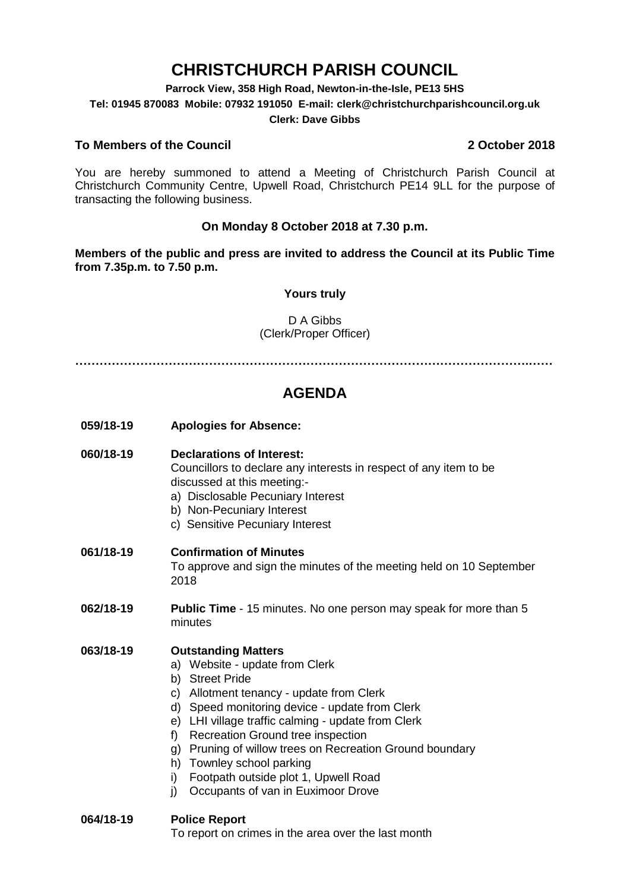# CHRISTCHURCH PARISH COUNCIL

**Parrock View, 358 High Road, Newton-in-the-Isle, PE13 5HS**

**Tel: 01945 870083 Mobile: 07932 191050 E-mail: clerk@christchurchparishcouncil.org.uk**

**Clerk: Dave Gibbs**

**To Members of the Council** **2 October 2018**

You are hereby summoned to attend a Meeting of Christchurch Parish Council at Christchurch Community Centre, Upwell Road, Christchurch PE14 9LL for the purpose of transacting the following business.

**On Monday 8 October 2018 at 7.30 p.m.**

**Members of the public and press are invited to address the Council at its Public Time from 7.35p.m. to 7.50 p.m.**

**Yours truly**

D A Gibbs
(Clerk/Proper Officer)

…………………………………………………………………………………………………………

## AGENDA

**059/18-19** **Apologies for Absence:**

**060/18-19** **Declarations of Interest:**
Councillors to declare any interests in respect of any item to be discussed at this meeting:-

a) Disclosable Pecuniary Interest
b) Non-Pecuniary Interest
c) Sensitive Pecuniary Interest

**061/18-19** **Confirmation of Minutes**
To approve and sign the minutes of the meeting held on 10 September 2018

**062/18-19** **Public Time** - 15 minutes. No one person may speak for more than 5 minutes

**063/18-19** **Outstanding Matters**

a) Website - update from Clerk
b) Street Pride
c) Allotment tenancy - update from Clerk
d) Speed monitoring device - update from Clerk
e) LHI village traffic calming - update from Clerk
f) Recreation Ground tree inspection
g) Pruning of willow trees on Recreation Ground boundary
h) Townley school parking
i) Footpath outside plot 1, Upwell Road
j) Occupants of van in Euximoor Drove

**064/18-19** **Police Report**
To report on crimes in the area over the last month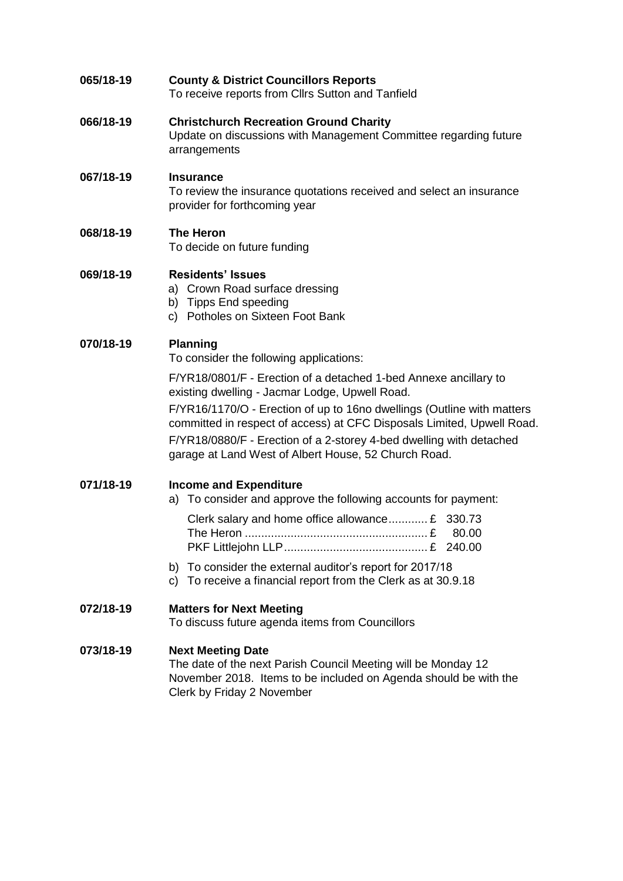**065/18-19 County & District Councillors Reports**
To receive reports from Cllrs Sutton and Tanfield

**066/18-19 Christchurch Recreation Ground Charity**
Update on discussions with Management Committee regarding future arrangements

**067/18-19 Insurance**
To review the insurance quotations received and select an insurance provider for forthcoming year

**068/18-19 The Heron**
To decide on future funding

**069/18-19 Residents' Issues**

a) Crown Road surface dressing
b) Tipps End speeding
c) Potholes on Sixteen Foot Bank

**070/18-19 Planning**
To consider the following applications:

F/YR18/0801/F - Erection of a detached 1-bed Annexe ancillary to existing dwelling - Jacmar Lodge, Upwell Road.

F/YR16/1170/O - Erection of up to 16no dwellings (Outline with matters committed in respect of access) at CFC Disposals Limited, Upwell Road.

F/YR18/0880/F - Erection of a 2-storey 4-bed dwelling with detached garage at Land West of Albert House, 52 Church Road.

**071/18-19 Income and Expenditure**

a) To consider and approve the following accounts for payment:

| | | |
|---|---|---|
| Clerk salary and home office allowance | £ | 330.73 |
| The Heron | £ | 80.00 |
| PKF Littlejohn LLP | £ | 240.00 |

b) To consider the external auditor's report for 2017/18
c) To receive a financial report from the Clerk as at 30.9.18

**072/18-19 Matters for Next Meeting**
To discuss future agenda items from Councillors

**073/18-19 Next Meeting Date**
The date of the next Parish Council Meeting will be Monday 12 November 2018. Items to be included on Agenda should be with the Clerk by Friday 2 November